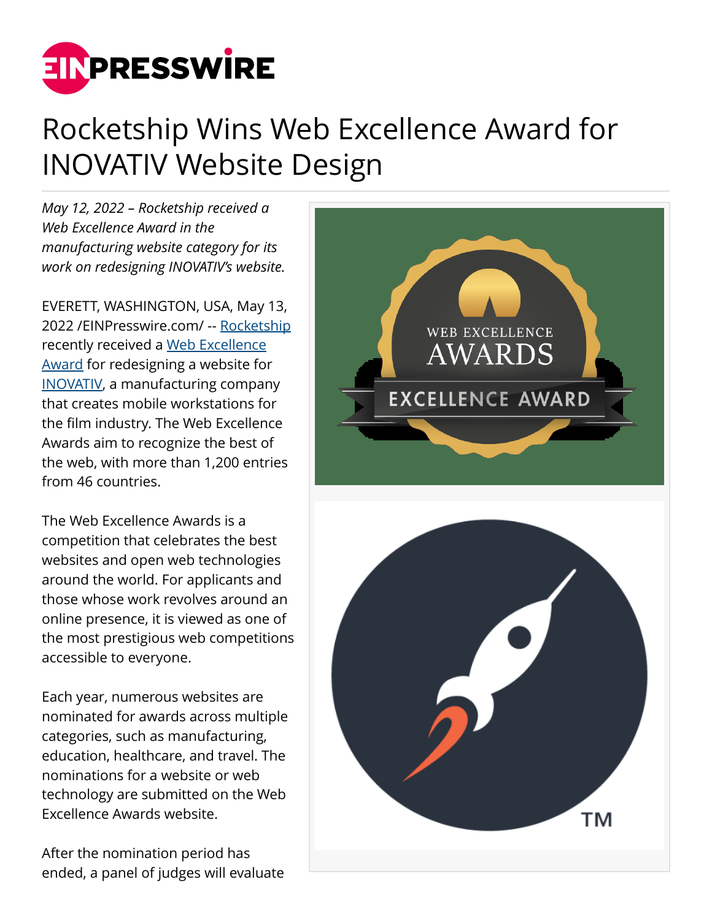# Rocketship Wins Web Excellence Award for INOVATIV Website Design

*May 12, 2022 – Rocketship received a Web Excellence Award in the manufacturing website category for its work on redesigning INOVATIV's website.*

EVERETT, WASHINGTON, USA, May 13, 2022 /EINPresswire.com/ -- Rocketship recently received a Web Excellence Award for redesigning a website for INOVATIV, a manufacturing company that creates mobile workstations for the film industry. The Web Excellence Awards aim to recognize the best of the web, with more than 1,200 entries from 46 countries.

The Web Excellence Awards is a competition that celebrates the best websites and open web technologies around the world. For applicants and those whose work revolves around an online presence, it is viewed as one of the most prestigious web competitions accessible to everyone.

Each year, numerous websites are nominated for awards across multiple categories, such as manufacturing, education, healthcare, and travel. The nominations for a website or web technology are submitted on the Web Excellence Awards website.

After the nomination period has ended, a panel of judges will evaluate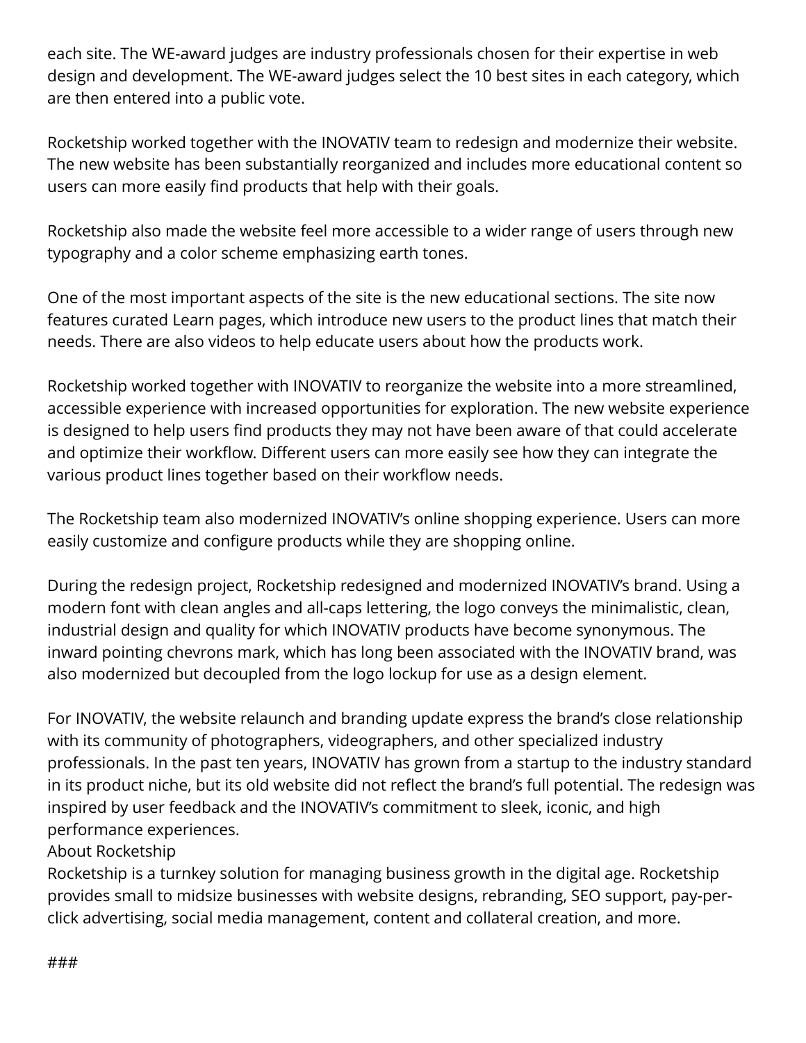each site. The WE-award judges are industry professionals chosen for their expertise in web design and development. The WE-award judges select the 10 best sites in each category, which are then entered into a public vote.

Rocketship worked together with the INOVATIV team to redesign and modernize their website. The new website has been substantially reorganized and includes more educational content so users can more easily find products that help with their goals.

Rocketship also made the website feel more accessible to a wider range of users through new typography and a color scheme emphasizing earth tones.

One of the most important aspects of the site is the new educational sections. The site now features curated Learn pages, which introduce new users to the product lines that match their needs. There are also videos to help educate users about how the products work.

Rocketship worked together with INOVATIV to reorganize the website into a more streamlined, accessible experience with increased opportunities for exploration. The new website experience is designed to help users find products they may not have been aware of that could accelerate and optimize their workflow. Different users can more easily see how they can integrate the various product lines together based on their workflow needs.

The Rocketship team also modernized INOVATIV's online shopping experience. Users can more easily customize and configure products while they are shopping online.

During the redesign project, Rocketship redesigned and modernized INOVATIV's brand. Using a modern font with clean angles and all-caps lettering, the logo conveys the minimalistic, clean, industrial design and quality for which INOVATIV products have become synonymous. The inward pointing chevrons mark, which has long been associated with the INOVATIV brand, was also modernized but decoupled from the logo lockup for use as a design element.

For INOVATIV, the website relaunch and branding update express the brand's close relationship with its community of photographers, videographers, and other specialized industry professionals. In the past ten years, INOVATIV has grown from a startup to the industry standard in its product niche, but its old website did not reflect the brand's full potential. The redesign was inspired by user feedback and the INOVATIV's commitment to sleek, iconic, and high performance experiences.

About Rocketship

Rocketship is a turnkey solution for managing business growth in the digital age. Rocketship provides small to midsize businesses with website designs, rebranding, SEO support, pay-per-click advertising, social media management, content and collateral creation, and more.

###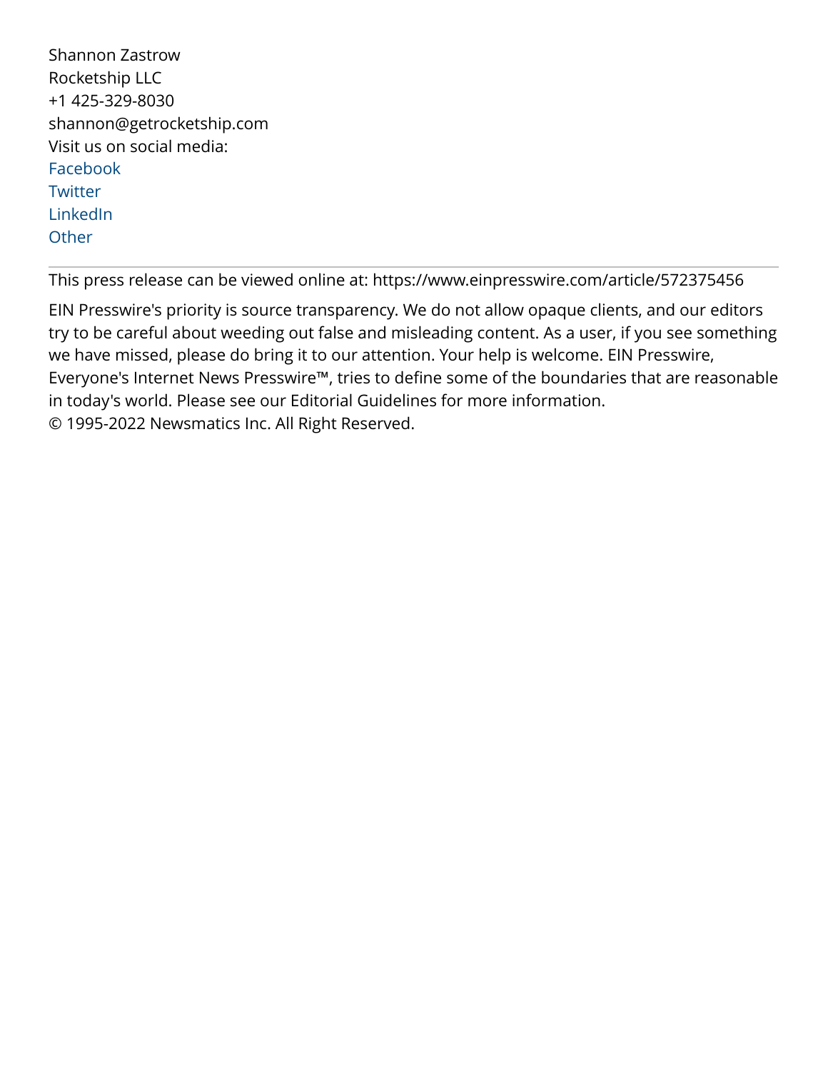Shannon Zastrow
Rocketship LLC
+1 425-329-8030
shannon@getrocketship.com
Visit us on social media:
Facebook
Twitter
LinkedIn
Other

---

This press release can be viewed online at: https://www.einpresswire.com/article/572375456

EIN Presswire's priority is source transparency. We do not allow opaque clients, and our editors try to be careful about weeding out false and misleading content. As a user, if you see something we have missed, please do bring it to our attention. Your help is welcome. EIN Presswire, Everyone's Internet News Presswire™, tries to define some of the boundaries that are reasonable in today's world. Please see our Editorial Guidelines for more information.
© 1995-2022 Newsmatics Inc. All Right Reserved.